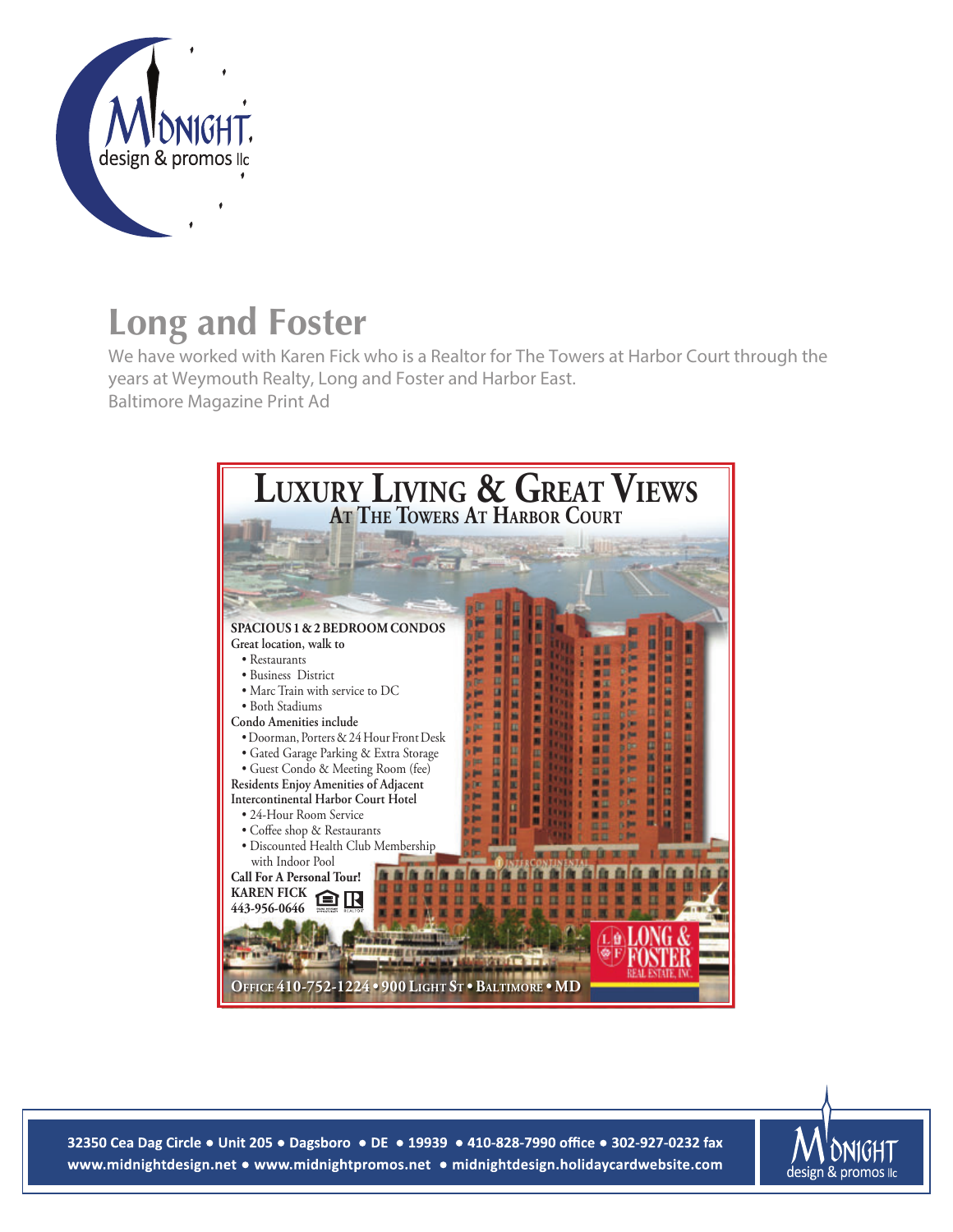# Long and Foster

We have worked with Karen Fick who is a Realtor for The Towers at Harbor Court through the years at Weymouth Realty, Long and Foster and Harbor East.
Baltimore Magazine Print Ad

## Luxury Living & Great Views

### At The Towers At Harbor Court

**SPACIOUS 1 & 2 BEDROOM CONDOS**

**Great location, walk to**

- Restaurants
- Business District
- Marc Train with service to DC
- Both Stadiums

**Condo Amenities include**

- Doorman, Porters & 24 Hour Front Desk
- Gated Garage Parking & Extra Storage
- Guest Condo & Meeting Room (fee)

**Residents Enjoy Amenities of Adjacent Intercontinental Harbor Court Hotel**

- 24-Hour Room Service
- Coffee shop & Restaurants
- Discounted Health Club Membership with Indoor Pool

**Call For A Personal Tour!**

**KAREN FICK**
**443-956-0646**

LONG & FOSTER REAL ESTATE, INC.

**Office 410-752-1224 • 900 Light St • Baltimore • MD**

32350 Cea Dag Circle • Unit 205 • Dagsboro • DE • 19939 • 410-828-7990 office • 302-927-0232 fax
www.midnightdesign.net • www.midnightpromos.net • midnightdesign.holidaycardwebsite.com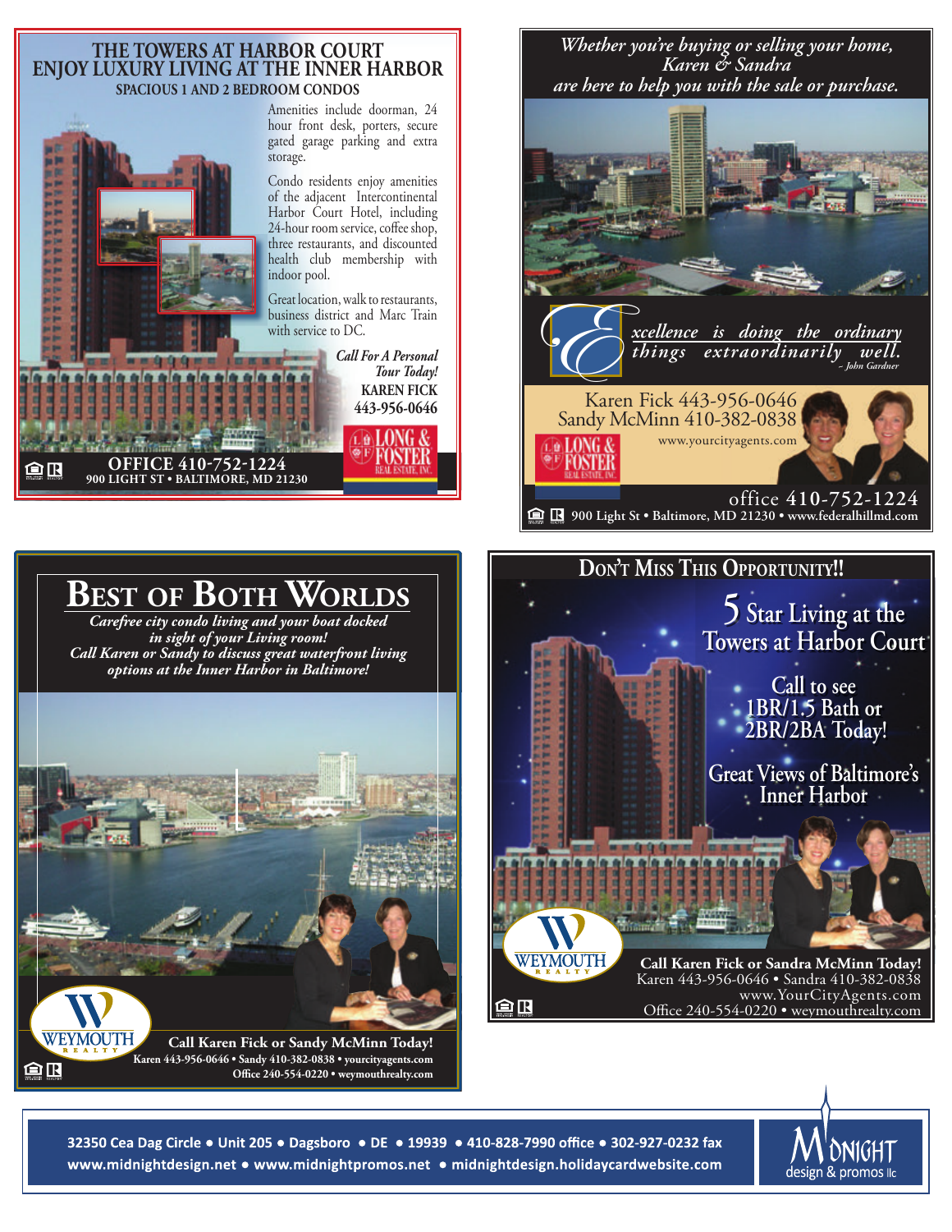## THE TOWERS AT HARBOR COURT
## ENJOY LUXURY LIVING AT THE INNER HARBOR

### SPACIOUS 1 AND 2 BEDROOM CONDOS

Amenities include doorman, 24 hour front desk, porters, secure gated garage parking and extra storage.

Condo residents enjoy amenities of the adjacent Intercontinental Harbor Court Hotel, including 24-hour room service, coffee shop, three restaurants, and discounted health club membership with indoor pool.

Great location, walk to restaurants, business district and Marc Train with service to DC.

*Call For A Personal Tour Today!*

**KAREN FICK**
**443-956-0646**

LONG & FOSTER REAL ESTATE, INC.

**OFFICE 410-752-1224**
**900 LIGHT ST • BALTIMORE, MD 21230**

---

*Whether you're buying or selling your home, Karen & Sandra are here to help you with the sale or purchase.*

*Excellence is doing the ordinary things extraordinarily well.*
*– John Gardner*

Karen Fick 443-956-0646
Sandy McMinn 410-382-0838
www.yourcityagents.com

LONG & FOSTER REAL ESTATE, INC.

office **410-752-1224**
**900 Light St • Baltimore, MD 21230 • www.federalhillmd.com**

---

## BEST OF BOTH WORLDS

***Carefree city condo living and your boat docked in sight of your Living room!***
***Call Karen or Sandy to discuss great waterfront living options at the Inner Harbor in Baltimore!***

WEYMOUTH REALTY

**Call Karen Fick or Sandy McMinn Today!**
**Karen 443-956-0646 • Sandy 410-382-0838 • yourcityagents.com**
**Office 240-554-0220 • weymouthrealty.com**

---

## DON'T MISS THIS OPPORTUNITY!!

5 Star Living at the Towers at Harbor Court

Call to see 1BR/1.5 Bath or 2BR/2BA Today!

Great Views of Baltimore's Inner Harbor

WEYMOUTH REALTY

**Call Karen Fick or Sandra McMinn Today!**
Karen 443-956-0646 • Sandra 410-382-0838
www.YourCityAgents.com
Office 240-554-0220 • weymouthrealty.com

---

**32350 Cea Dag Circle • Unit 205 • Dagsboro • DE • 19939 • 410-828-7990 office • 302-927-0232 fax**
**www.midnightdesign.net • www.midnightpromos.net • midnightdesign.holidaycardwebsite.com**

MIDNIGHT design & promos llc